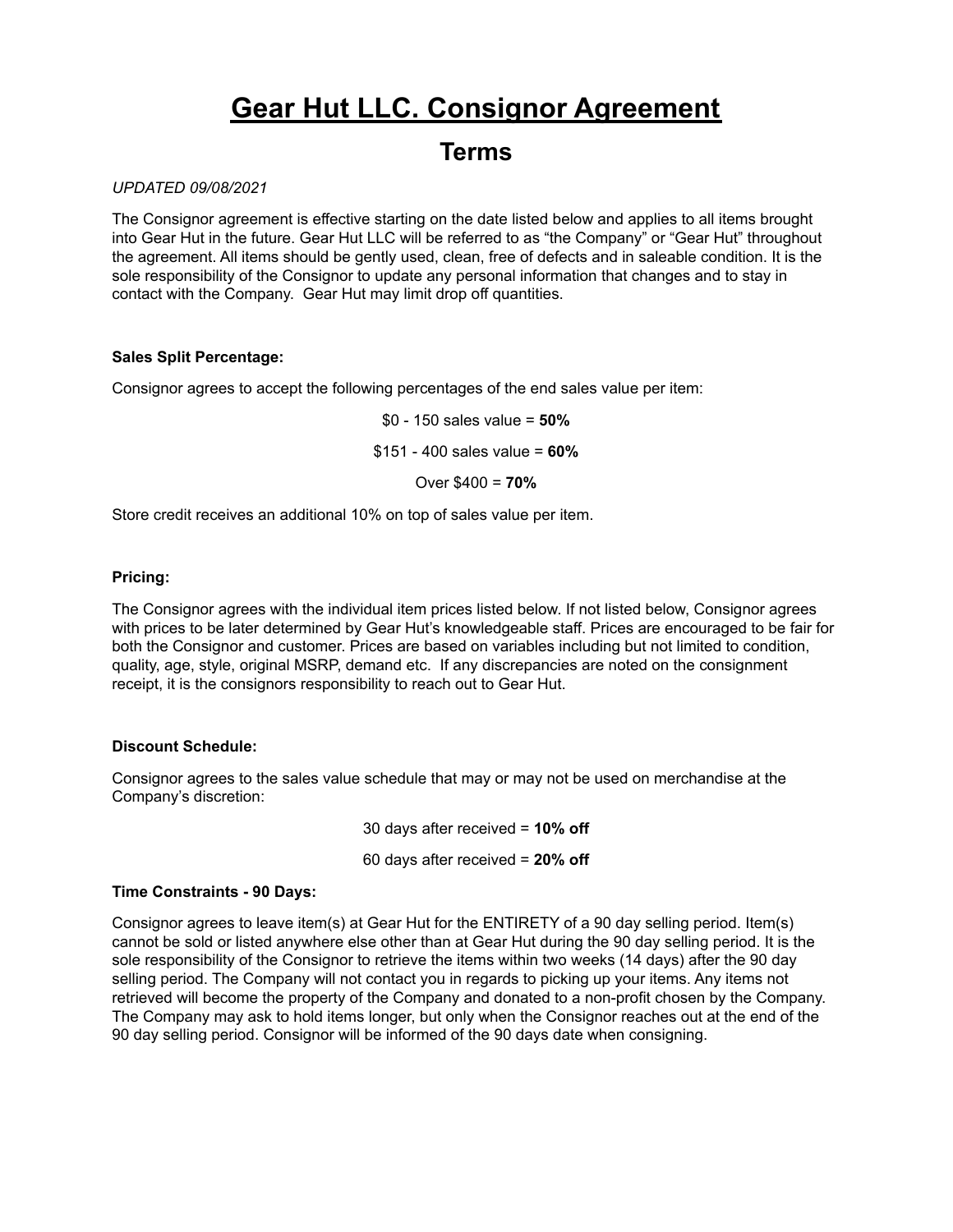# Gear Hut LLC. Consignor Agreement

## Terms

*UPDATED 09/08/2021*

The Consignor agreement is effective starting on the date listed below and applies to all items brought into Gear Hut in the future. Gear Hut LLC will be referred to as "the Company" or "Gear Hut" throughout the agreement. All items should be gently used, clean, free of defects and in saleable condition. It is the sole responsibility of the Consignor to update any personal information that changes and to stay in contact with the Company. Gear Hut may limit drop off quantities.

**Sales Split Percentage:**

Consignor agrees to accept the following percentages of the end sales value per item:

$0 - 150 sales value = **50%**

$151 - 400 sales value = **60%**

Over $400 = **70%**

Store credit receives an additional 10% on top of sales value per item.

**Pricing:**

The Consignor agrees with the individual item prices listed below. If not listed below, Consignor agrees with prices to be later determined by Gear Hut's knowledgeable staff. Prices are encouraged to be fair for both the Consignor and customer. Prices are based on variables including but not limited to condition, quality, age, style, original MSRP, demand etc. If any discrepancies are noted on the consignment receipt, it is the consignors responsibility to reach out to Gear Hut.

**Discount Schedule:**

Consignor agrees to the sales value schedule that may or may not be used on merchandise at the Company's discretion:

30 days after received = **10% off**

60 days after received = **20% off**

**Time Constraints - 90 Days:**

Consignor agrees to leave item(s) at Gear Hut for the ENTIRETY of a 90 day selling period. Item(s) cannot be sold or listed anywhere else other than at Gear Hut during the 90 day selling period. It is the sole responsibility of the Consignor to retrieve the items within two weeks (14 days) after the 90 day selling period. The Company will not contact you in regards to picking up your items. Any items not retrieved will become the property of the Company and donated to a non-profit chosen by the Company. The Company may ask to hold items longer, but only when the Consignor reaches out at the end of the 90 day selling period. Consignor will be informed of the 90 days date when consigning.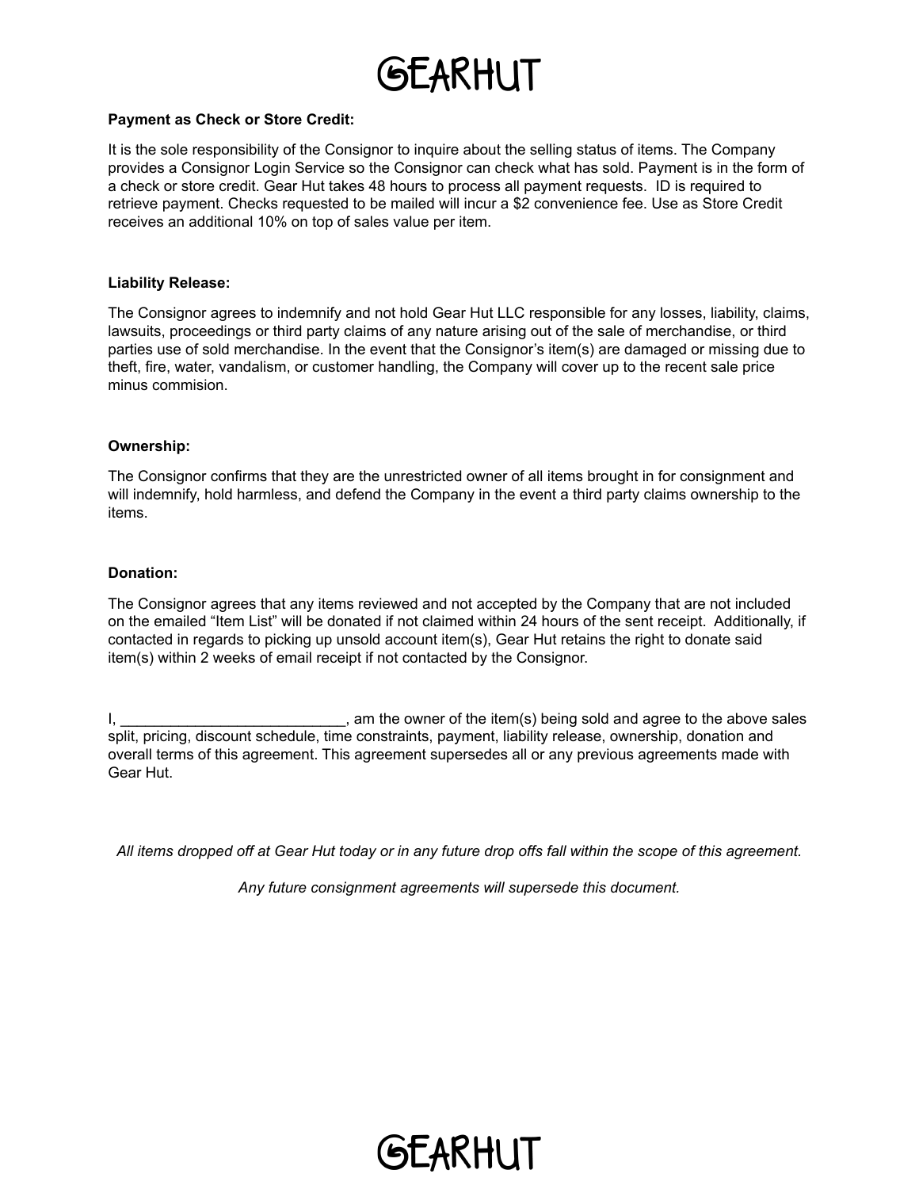**Payment as Check or Store Credit:**

It is the sole responsibility of the Consignor to inquire about the selling status of items. The Company provides a Consignor Login Service so the Consignor can check what has sold. Payment is in the form of a check or store credit. Gear Hut takes 48 hours to process all payment requests. ID is required to retrieve payment. Checks requested to be mailed will incur a $2 convenience fee. Use as Store Credit receives an additional 10% on top of sales value per item.

**Liability Release:**

The Consignor agrees to indemnify and not hold Gear Hut LLC responsible for any losses, liability, claims, lawsuits, proceedings or third party claims of any nature arising out of the sale of merchandise, or third parties use of sold merchandise. In the event that the Consignor's item(s) are damaged or missing due to theft, fire, water, vandalism, or customer handling, the Company will cover up to the recent sale price minus commision.

**Ownership:**

The Consignor confirms that they are the unrestricted owner of all items brought in for consignment and will indemnify, hold harmless, and defend the Company in the event a third party claims ownership to the items.

**Donation:**

The Consignor agrees that any items reviewed and not accepted by the Company that are not included on the emailed "Item List" will be donated if not claimed within 24 hours of the sent receipt. Additionally, if contacted in regards to picking up unsold account item(s), Gear Hut retains the right to donate said item(s) within 2 weeks of email receipt if not contacted by the Consignor.

I, ___________________________, am the owner of the item(s) being sold and agree to the above sales split, pricing, discount schedule, time constraints, payment, liability release, ownership, donation and overall terms of this agreement. This agreement supersedes all or any previous agreements made with Gear Hut.

*All items dropped off at Gear Hut today or in any future drop offs fall within the scope of this agreement.*

*Any future consignment agreements will supersede this document.*